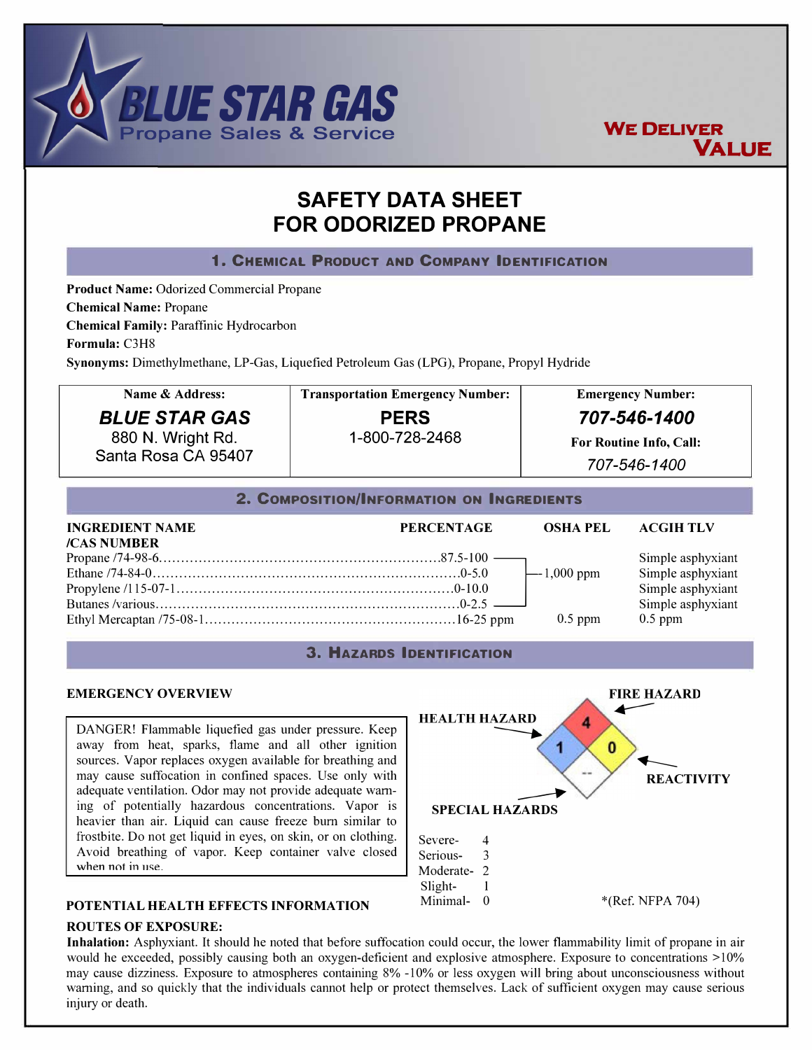# BLUE STAR GAS
Propane Sales & Service

WE DELIVER VALUE

# SAFETY DATA SHEET FOR ODORIZED PROPANE

## 1. Chemical Product and Company Identification

**Product Name:** Odorized Commercial Propane
**Chemical Name:** Propane
**Chemical Family:** Paraffinic Hydrocarbon
**Formula:** C3H8
**Synonyms:** Dimethylmethane, LP-Gas, Liquefied Petroleum Gas (LPG), Propane, Propyl Hydride

| Name & Address: | Transportation Emergency Number: | Emergency Number: |
|---|---|---|
| ***BLUE STAR GAS*** 880 N. Wright Rd. Santa Rosa CA 95407 | **PERS** 1-800-728-2468 | ***707-546-1400*** **For Routine Info, Call:** *707-546-1400* |

## 2. Composition/Information on Ingredients

| INGREDIENT NAME /CAS NUMBER | PERCENTAGE | OSHA PEL | ACGIH TLV |
|---|---|---|---|
| Propane /74-98-6 | 87.5-100 | 1,000 ppm | Simple asphyxiant |
| Ethane /74-84-0 | 0-5.0 | 1,000 ppm | Simple asphyxiant |
| Propylene /115-07-1 | 0-10.0 | 1,000 ppm | Simple asphyxiant |
| Butanes /various | 0-2.5 | 1,000 ppm | Simple asphyxiant |
| Ethyl Mercaptan /75-08-1 | 16-25 ppm | 0.5 ppm | 0.5 ppm |

## 3. Hazards Identification

**EMERGENCY OVERVIEW**

DANGER! Flammable liquefied gas under pressure. Keep away from heat, sparks, flame and all other ignition sources. Vapor replaces oxygen available for breathing and may cause suffocation in confined spaces. Use only with adequate ventilation. Odor may not provide adequate warning of potentially hazardous concentrations. Vapor is heavier than air. Liquid can cause freeze burn similar to frostbite. Do not get liquid in eyes, on skin, or on clothing. Avoid breathing of vapor. Keep container valve closed when not in use.

FIRE HAZARD: 4
HEALTH HAZARD: 1
REACTIVITY: 0
SPECIAL HAZARDS: --

Severe- 4
Serious- 3
Moderate- 2
Slight- 1
Minimal- 0

*(Ref. NFPA 704)

**POTENTIAL HEALTH EFFECTS INFORMATION**

**ROUTES OF EXPOSURE:**

**Inhalation:** Asphyxiant. It should he noted that before suffocation could occur, the lower flammability limit of propane in air would he exceeded, possibly causing both an oxygen-deficient and explosive atmosphere. Exposure to concentrations >10% may cause dizziness. Exposure to atmospheres containing 8% -10% or less oxygen will bring about unconsciousness without warning, and so quickly that the individuals cannot help or protect themselves. Lack of sufficient oxygen may cause serious injury or death.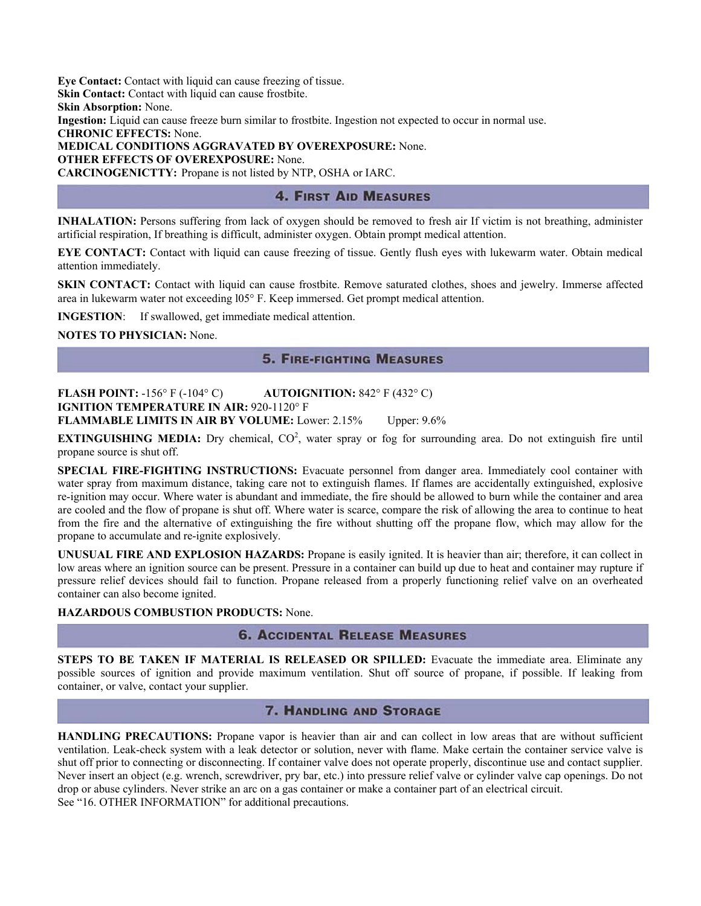**Eye Contact:** Contact with liquid can cause freezing of tissue.
**Skin Contact:** Contact with liquid can cause frostbite.
**Skin Absorption:** None.
**Ingestion:** Liquid can cause freeze burn similar to frostbite. Ingestion not expected to occur in normal use.
**CHRONIC EFFECTS:** None.
**MEDICAL CONDITIONS AGGRAVATED BY OVEREXPOSURE:** None.
**OTHER EFFECTS OF OVEREXPOSURE:** None.
**CARCINOGENICTTY:** Propane is not listed by NTP, OSHA or IARC.

## 4. First Aid Measures

**INHALATION:** Persons suffering from lack of oxygen should be removed to fresh air If victim is not breathing, administer artificial respiration, If breathing is difficult, administer oxygen. Obtain prompt medical attention.

**EYE CONTACT:** Contact with liquid can cause freezing of tissue. Gently flush eyes with lukewarm water. Obtain medical attention immediately.

**SKIN CONTACT:** Contact with liquid can cause frostbite. Remove saturated clothes, shoes and jewelry. Immerse affected area in lukewarm water not exceeding l05° F. Keep immersed. Get prompt medical attention.

**INGESTION**: If swallowed, get immediate medical attention.

**NOTES TO PHYSICIAN:** None.

## 5. Fire-fighting Measures

**FLASH POINT:** -156° F (-104° C) **AUTOIGNITION:** 842° F (432° C)
**IGNITION TEMPERATURE IN AIR:** 920-1120° F
**FLAMMABLE LIMITS IN AIR BY VOLUME:** Lower: 2.15% Upper: 9.6%

**EXTINGUISHING MEDIA:** Dry chemical, $CO^2$, water spray or fog for surrounding area. Do not extinguish fire until propane source is shut off.

**SPECIAL FIRE-FIGHTING INSTRUCTIONS:** Evacuate personnel from danger area. Immediately cool container with water spray from maximum distance, taking care not to extinguish flames. If flames are accidentally extinguished, explosive re-ignition may occur. Where water is abundant and immediate, the fire should be allowed to burn while the container and area are cooled and the flow of propane is shut off. Where water is scarce, compare the risk of allowing the area to continue to heat from the fire and the alternative of extinguishing the fire without shutting off the propane flow, which may allow for the propane to accumulate and re-ignite explosively.

**UNUSUAL FIRE AND EXPLOSION HAZARDS:** Propane is easily ignited. It is heavier than air; therefore, it can collect in low areas where an ignition source can be present. Pressure in a container can build up due to heat and container may rupture if pressure relief devices should fail to function. Propane released from a properly functioning relief valve on an overheated container can also become ignited.

**HAZARDOUS COMBUSTION PRODUCTS:** None.

## 6. Accidental Release Measures

**STEPS TO BE TAKEN IF MATERIAL IS RELEASED OR SPILLED:** Evacuate the immediate area. Eliminate any possible sources of ignition and provide maximum ventilation. Shut off source of propane, if possible. If leaking from container, or valve, contact your supplier.

## 7. Handling and Storage

**HANDLING PRECAUTIONS:** Propane vapor is heavier than air and can collect in low areas that are without sufficient ventilation. Leak-check system with a leak detector or solution, never with flame. Make certain the container service valve is shut off prior to connecting or disconnecting. If container valve does not operate properly, discontinue use and contact supplier. Never insert an object (e.g. wrench, screwdriver, pry bar, etc.) into pressure relief valve or cylinder valve cap openings. Do not drop or abuse cylinders. Never strike an arc on a gas container or make a container part of an electrical circuit.
See "16. OTHER INFORMATION" for additional precautions.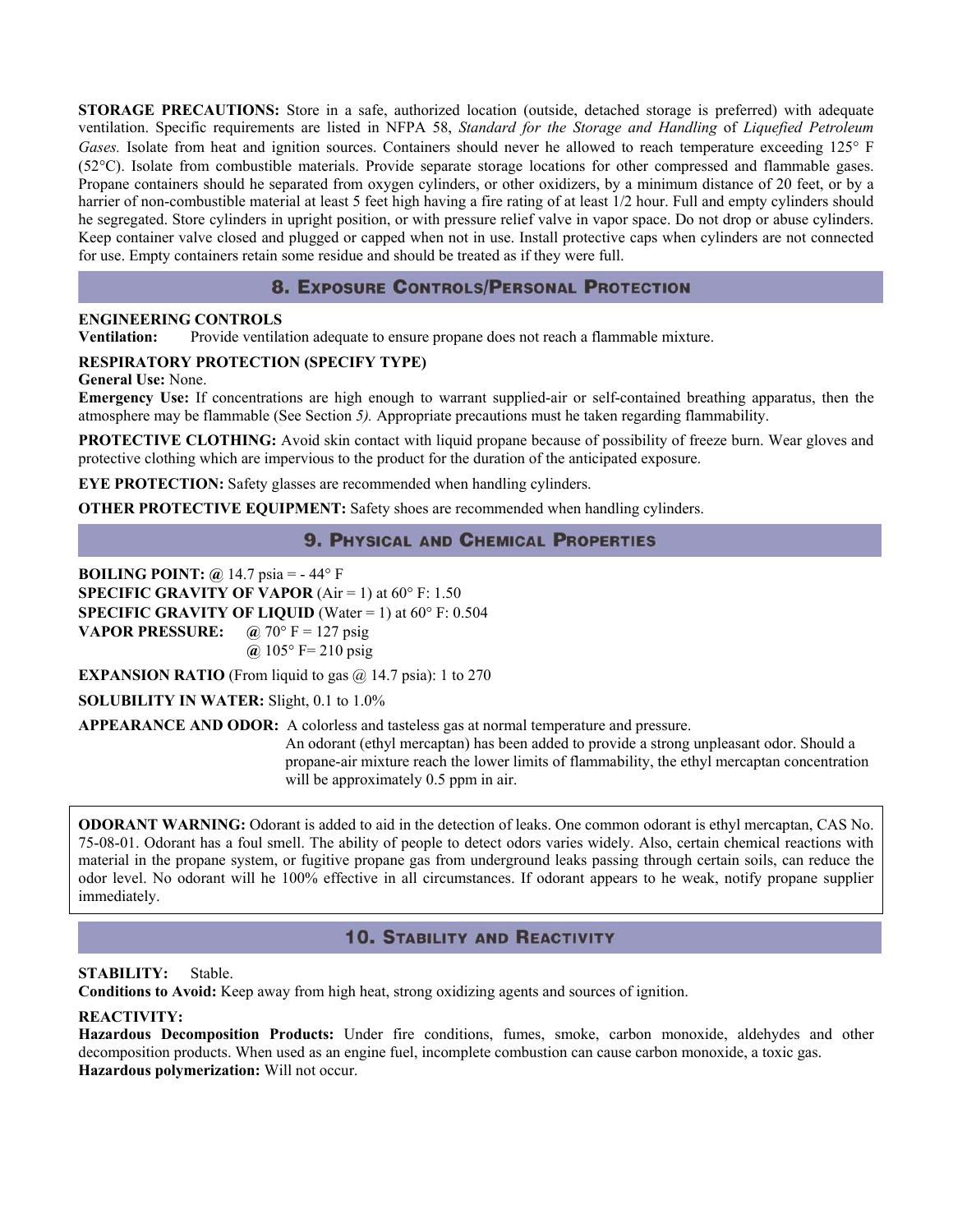**STORAGE PRECAUTIONS:** Store in a safe, authorized location (outside, detached storage is preferred) with adequate ventilation. Specific requirements are listed in NFPA 58, *Standard for the Storage and Handling* of *Liquefied Petroleum Gases.* Isolate from heat and ignition sources. Containers should never he allowed to reach temperature exceeding 125° F (52°C). Isolate from combustible materials. Provide separate storage locations for other compressed and flammable gases. Propane containers should he separated from oxygen cylinders, or other oxidizers, by a minimum distance of 20 feet, or by a harrier of non-combustible material at least 5 feet high having a fire rating of at least 1/2 hour. Full and empty cylinders should he segregated. Store cylinders in upright position, or with pressure relief valve in vapor space. Do not drop or abuse cylinders. Keep container valve closed and plugged or capped when not in use. Install protective caps when cylinders are not connected for use. Empty containers retain some residue and should be treated as if they were full.

## 8. Exposure Controls/Personal Protection

**ENGINEERING CONTROLS**

**Ventilation:** Provide ventilation adequate to ensure propane does not reach a flammable mixture.

**RESPIRATORY PROTECTION (SPECIFY TYPE)**

**General Use:** None.

**Emergency Use:** If concentrations are high enough to warrant supplied-air or self-contained breathing apparatus, then the atmosphere may be flammable (See Section *5).* Appropriate precautions must he taken regarding flammability.

**PROTECTIVE CLOTHING:** Avoid skin contact with liquid propane because of possibility of freeze burn. Wear gloves and protective clothing which are impervious to the product for the duration of the anticipated exposure.

**EYE PROTECTION:** Safety glasses are recommended when handling cylinders.

**OTHER PROTECTIVE EQUIPMENT:** Safety shoes are recommended when handling cylinders.

## 9. Physical and Chemical Properties

**BOILING POINT: @** 14.7 psia = - 44° F

**SPECIFIC GRAVITY OF VAPOR** (Air = 1) at 60° F: 1.50

**SPECIFIC GRAVITY OF LIQUID** (Water = 1) at 60° F: 0.504

**VAPOR PRESSURE:** **@** 70° F = 127 psig
**@** 105° F= 210 psig

**EXPANSION RATIO** (From liquid to gas @ 14.7 psia): 1 to 270

**SOLUBILITY IN WATER:** Slight, 0.1 to 1.0%

**APPEARANCE AND ODOR:** A colorless and tasteless gas at normal temperature and pressure.
An odorant (ethyl mercaptan) has been added to provide a strong unpleasant odor. Should a propane-air mixture reach the lower limits of flammability, the ethyl mercaptan concentration will be approximately 0.5 ppm in air.

**ODORANT WARNING:** Odorant is added to aid in the detection of leaks. One common odorant is ethyl mercaptan, CAS No. 75-08-01. Odorant has a foul smell. The ability of people to detect odors varies widely. Also, certain chemical reactions with material in the propane system, or fugitive propane gas from underground leaks passing through certain soils, can reduce the odor level. No odorant will he 100% effective in all circumstances. If odorant appears to he weak, notify propane supplier immediately.

## 10. Stability and Reactivity

**STABILITY:** Stable.

**Conditions to Avoid:** Keep away from high heat, strong oxidizing agents and sources of ignition.

**REACTIVITY:**

**Hazardous Decomposition Products:** Under fire conditions, fumes, smoke, carbon monoxide, aldehydes and other decomposition products. When used as an engine fuel, incomplete combustion can cause carbon monoxide, a toxic gas.

**Hazardous polymerization:** Will not occur.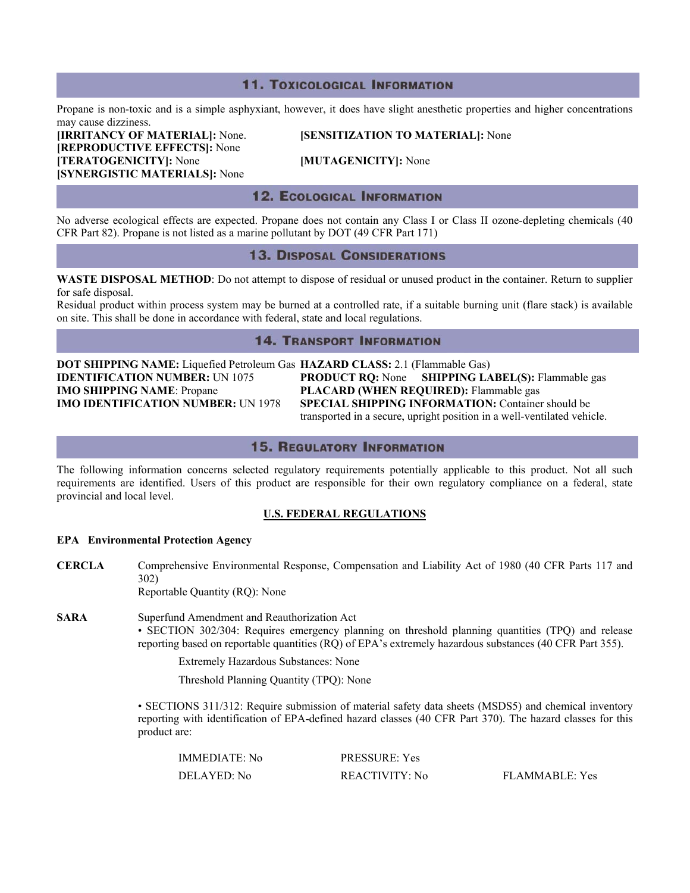## 11. Toxicological Information

Propane is non-toxic and is a simple asphyxiant, however, it does have slight anesthetic properties and higher concentrations may cause dizziness.

**[IRRITANCY OF MATERIAL]:** None.
**[SENSITIZATION TO MATERIAL]:** None
**[REPRODUCTIVE EFFECTS]:** None
**[TERATOGENICITY]:** None
**[MUTAGENICITY]:** None
**[SYNERGISTIC MATERIALS]:** None

## 12. Ecological Information

No adverse ecological effects are expected. Propane does not contain any Class I or Class II ozone-depleting chemicals (40 CFR Part 82). Propane is not listed as a marine pollutant by DOT (49 CFR Part 171)

## 13. Disposal Considerations

**WASTE DISPOSAL METHOD**: Do not attempt to dispose of residual or unused product in the container. Return to supplier for safe disposal.

Residual product within process system may be burned at a controlled rate, if a suitable burning unit (flare stack) is available on site. This shall be done in accordance with federal, state and local regulations.

## 14. Transport Information

**DOT SHIPPING NAME:** Liquefied Petroleum Gas
**IDENTIFICATION NUMBER:** UN 1075
**IMO SHIPPING NAME**: Propane
**IMO IDENTIFICATION NUMBER:** UN 1978
**HAZARD CLASS:** 2.1 (Flammable Gas)
**PRODUCT RQ:** None **SHIPPING LABEL(S):** Flammable gas
**PLACARD (WHEN REQUIRED):** Flammable gas
**SPECIAL SHIPPING INFORMATION:** Container should be transported in a secure, upright position in a well-ventilated vehicle.

## 15. Regulatory Information

The following information concerns selected regulatory requirements potentially applicable to this product. Not all such requirements are identified. Users of this product are responsible for their own regulatory compliance on a federal, state provincial and local level.

### U.S. FEDERAL REGULATIONS

**EPA Environmental Protection Agency**

**CERCLA** Comprehensive Environmental Response, Compensation and Liability Act of 1980 (40 CFR Parts 117 and 302)
Reportable Quantity (RQ): None

**SARA** Superfund Amendment and Reauthorization Act

- SECTION 302/304: Requires emergency planning on threshold planning quantities (TPQ) and release reporting based on reportable quantities (RQ) of EPA's extremely hazardous substances (40 CFR Part 355).

  Extremely Hazardous Substances: None

  Threshold Planning Quantity (TPQ): None

- SECTIONS 311/312: Require submission of material safety data sheets (MSDS5) and chemical inventory reporting with identification of EPA-defined hazard classes (40 CFR Part 370). The hazard classes for this product are:

  IMMEDIATE: No | PRESSURE: Yes
  DELAYED: No | REACTIVITY: No | FLAMMABLE: Yes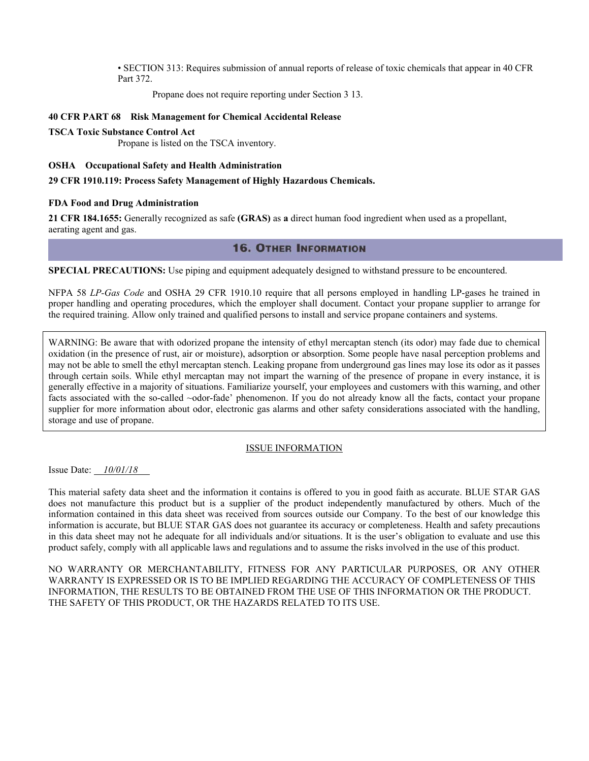• SECTION 313: Requires submission of annual reports of release of toxic chemicals that appear in 40 CFR Part 372.

Propane does not require reporting under Section 3 13.

**40 CFR PART 68    Risk Management for Chemical Accidental Release**

**TSCA Toxic Substance Control Act**

Propane is listed on the TSCA inventory.

**OSHA    Occupational Safety and Health Administration**

**29 CFR 1910.119: Process Safety Management of Highly Hazardous Chemicals.**

**FDA Food and Drug Administration**

**21 CFR 184.1655:** Generally recognized as safe **(GRAS)** as **a** direct human food ingredient when used as a propellant, aerating agent and gas.

## 16. Other Information

**SPECIAL PRECAUTIONS:** Use piping and equipment adequately designed to withstand pressure to be encountered.

NFPA 58 *LP-Gas Code* and OSHA 29 CFR 1910.10 require that all persons employed in handling LP-gases he trained in proper handling and operating procedures, which the employer shall document. Contact your propane supplier to arrange for the required training. Allow only trained and qualified persons to install and service propane containers and systems.

WARNING: Be aware that with odorized propane the intensity of ethyl mercaptan stench (its odor) may fade due to chemical oxidation (in the presence of rust, air or moisture), adsorption or absorption. Some people have nasal perception problems and may not be able to smell the ethyl mercaptan stench. Leaking propane from underground gas lines may lose its odor as it passes through certain soils. While ethyl mercaptan may not impart the warning of the presence of propane in every instance, it is generally effective in a majority of situations. Familiarize yourself, your employees and customers with this warning, and other facts associated with the so-called ~odor-fade' phenomenon. If you do not already know all the facts, contact your propane supplier for more information about odor, electronic gas alarms and other safety considerations associated with the handling, storage and use of propane.

ISSUE INFORMATION

Issue Date: *10/01/18*

This material safety data sheet and the information it contains is offered to you in good faith as accurate. BLUE STAR GAS does not manufacture this product but is a supplier of the product independently manufactured by others. Much of the information contained in this data sheet was received from sources outside our Company. To the best of our knowledge this information is accurate, but BLUE STAR GAS does not guarantee its accuracy or completeness. Health and safety precautions in this data sheet may not he adequate for all individuals and/or situations. It is the user's obligation to evaluate and use this product safely, comply with all applicable laws and regulations and to assume the risks involved in the use of this product.

NO WARRANTY OR MERCHANTABILITY, FITNESS FOR ANY PARTICULAR PURPOSES, OR ANY OTHER WARRANTY IS EXPRESSED OR IS TO BE IMPLIED REGARDING THE ACCURACY OF COMPLETENESS OF THIS INFORMATION, THE RESULTS TO BE OBTAINED FROM THE USE OF THIS INFORMATION OR THE PRODUCT. THE SAFETY OF THIS PRODUCT, OR THE HAZARDS RELATED TO ITS USE.